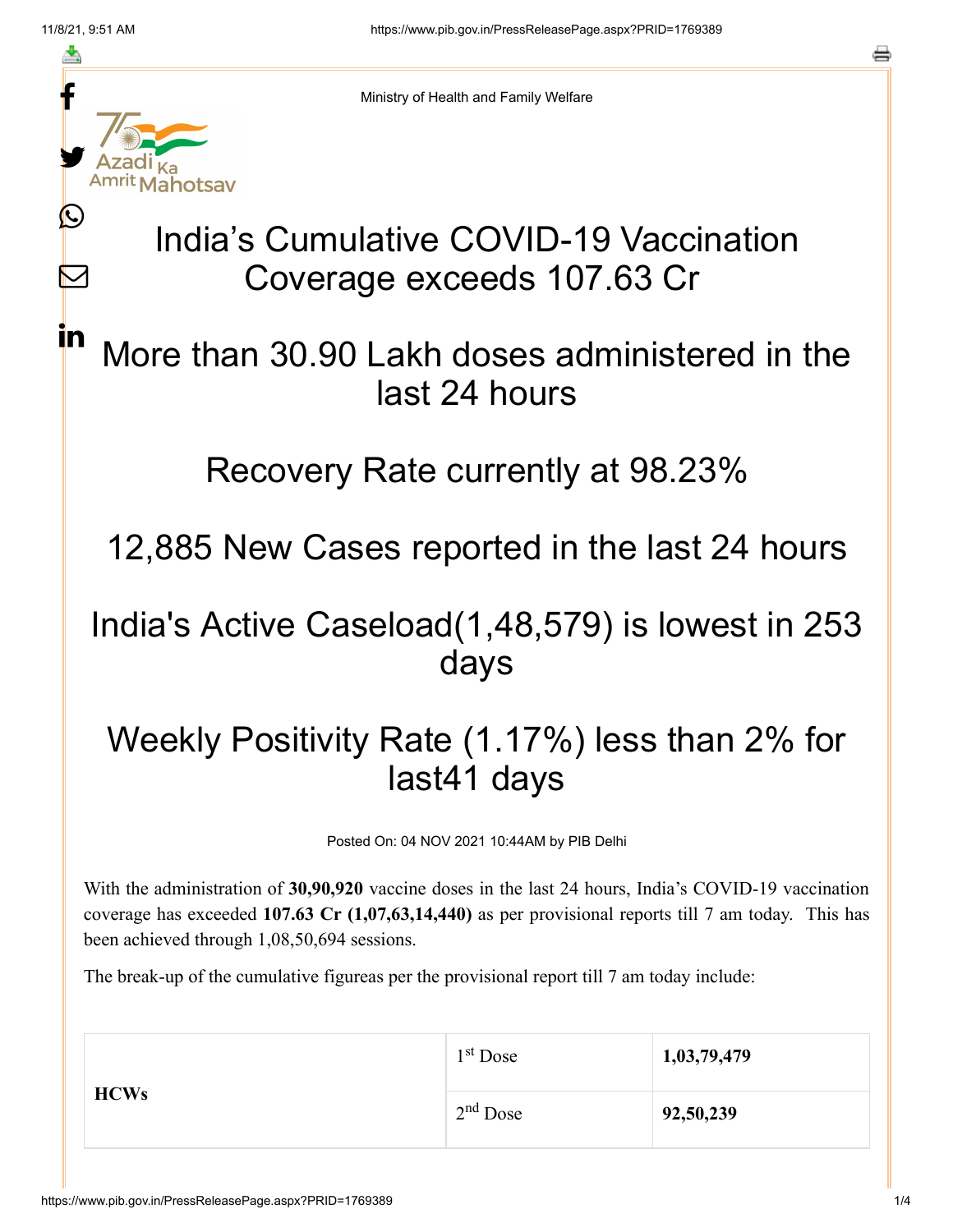Ministry of Health and Family Welfare

# India's Cumulative COVID-19 Vaccination Coverage exceeds 107.63 Cr

## More than 30.90 Lakh doses administered in the last 24 hours

## Recovery Rate currently at 98.23%

## 12,885 New Cases reported in the last 24 hours

## India's Active Caseload(1,48,579) is lowest in 253 days

## Weekly Positivity Rate (1.17%) less than 2% for last41 days

Posted On: 04 NOV 2021 10:44AM by PIB Delhi

With the administration of **30,90,920** vaccine doses in the last 24 hours, India's COVID-19 vaccination coverage has exceeded **107.63 Cr (1,07,63,14,440)** as per provisional reports till 7 am today. This has been achieved through 1,08,50,694 sessions.

The break-up of the cumulative figureas per the provisional report till 7 am today include:

| | | |
|---|---|---|
| **HCWs** | 1st Dose | **1,03,79,479** |
| | 2nd Dose | **92,50,239** |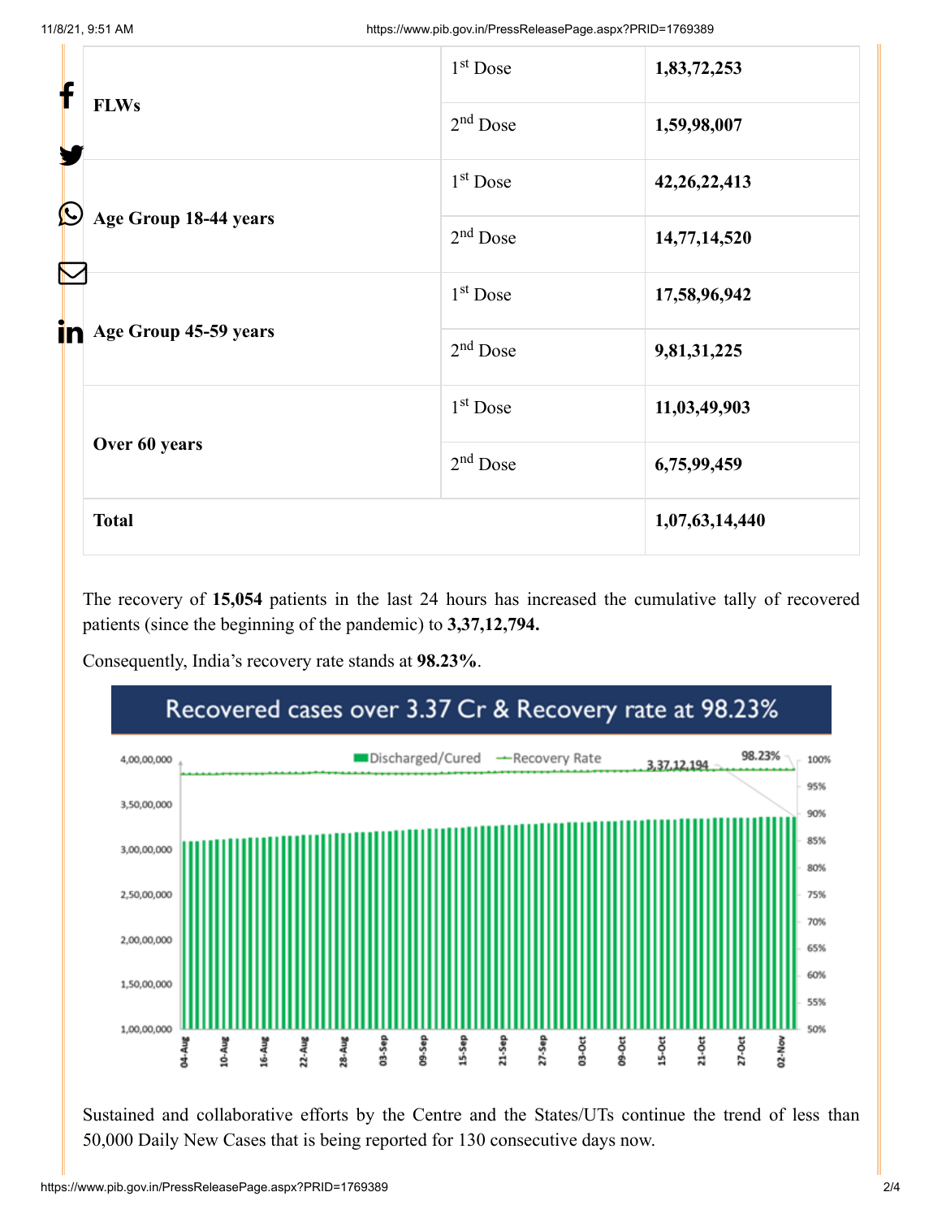| | | |
|---|---|---|
| **FLWs** | 1st Dose | **1,83,72,253** |
| | 2nd Dose | **1,59,98,007** |
| **Age Group 18-44 years** | 1st Dose | **42,26,22,413** |
| | 2nd Dose | **14,77,14,520** |
| **Age Group 45-59 years** | 1st Dose | **17,58,96,942** |
| | 2nd Dose | **9,81,31,225** |
| **Over 60 years** | 1st Dose | **11,03,49,903** |
| | 2nd Dose | **6,75,99,459** |
| **Total** | | **1,07,63,14,440** |

The recovery of **15,054** patients in the last 24 hours has increased the cumulative tally of recovered patients (since the beginning of the pandemic) to **3,37,12,794.**

Consequently, India's recovery rate stands at **98.23%**.

Recovered cases over 3.37 Cr & Recovery rate at 98.23%

Sustained and collaborative efforts by the Centre and the States/UTs continue the trend of less than 50,000 Daily New Cases that is being reported for 130 consecutive days now.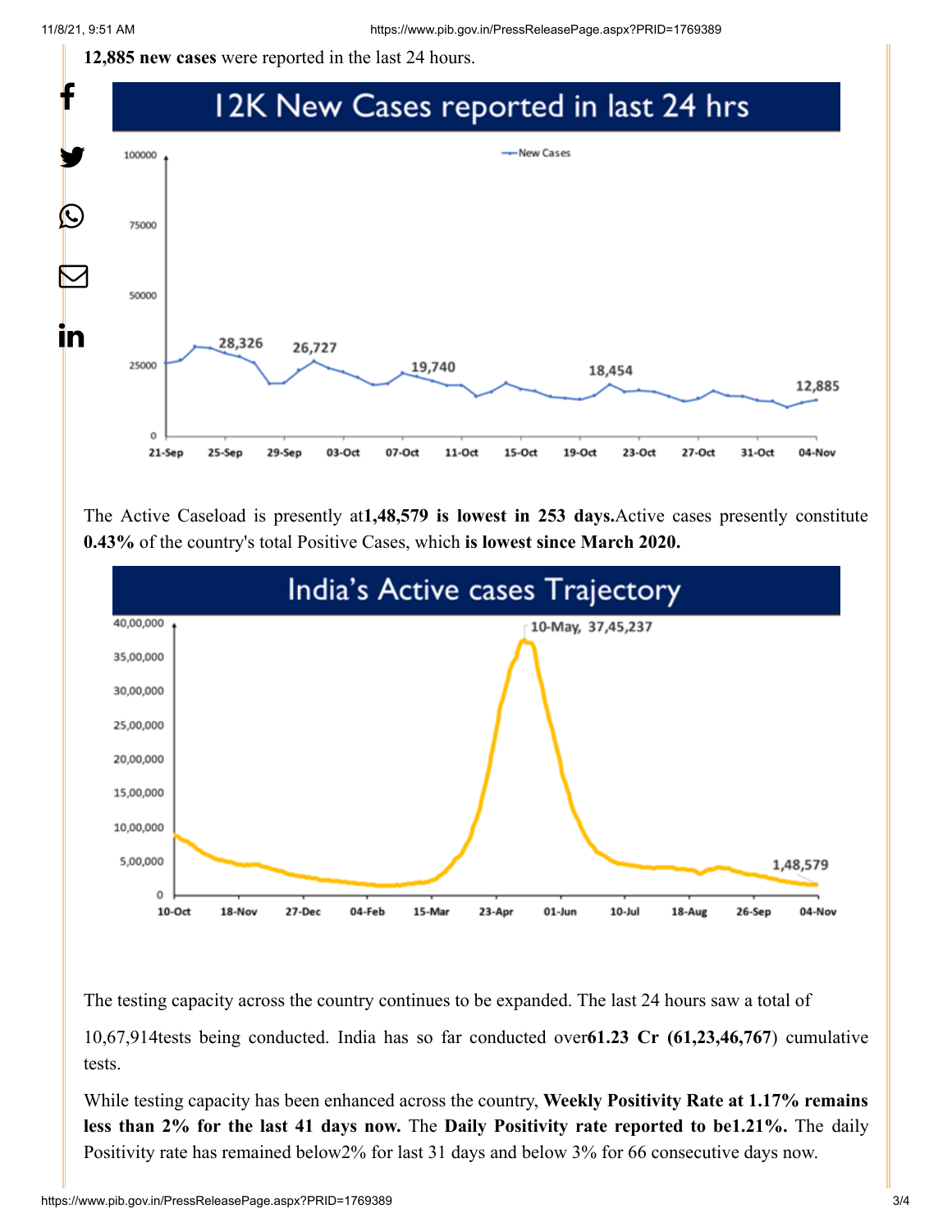**12,885 new cases** were reported in the last 24 hours.

## 12K New Cases reported in last 24 hrs

The Active Caseload is presently at**1,48,579 is lowest in 253 days.**Active cases presently constitute **0.43%** of the country's total Positive Cases, which **is lowest since March 2020.**

## India's Active cases Trajectory

The testing capacity across the country continues to be expanded. The last 24 hours saw a total of

10,67,914tests being conducted. India has so far conducted over**61.23 Cr (61,23,46,767**) cumulative tests.

While testing capacity has been enhanced across the country, **Weekly Positivity Rate at 1.17% remains less than 2% for the last 41 days now.** The **Daily Positivity rate reported to be1.21%.** The daily Positivity rate has remained below2% for last 31 days and below 3% for 66 consecutive days now.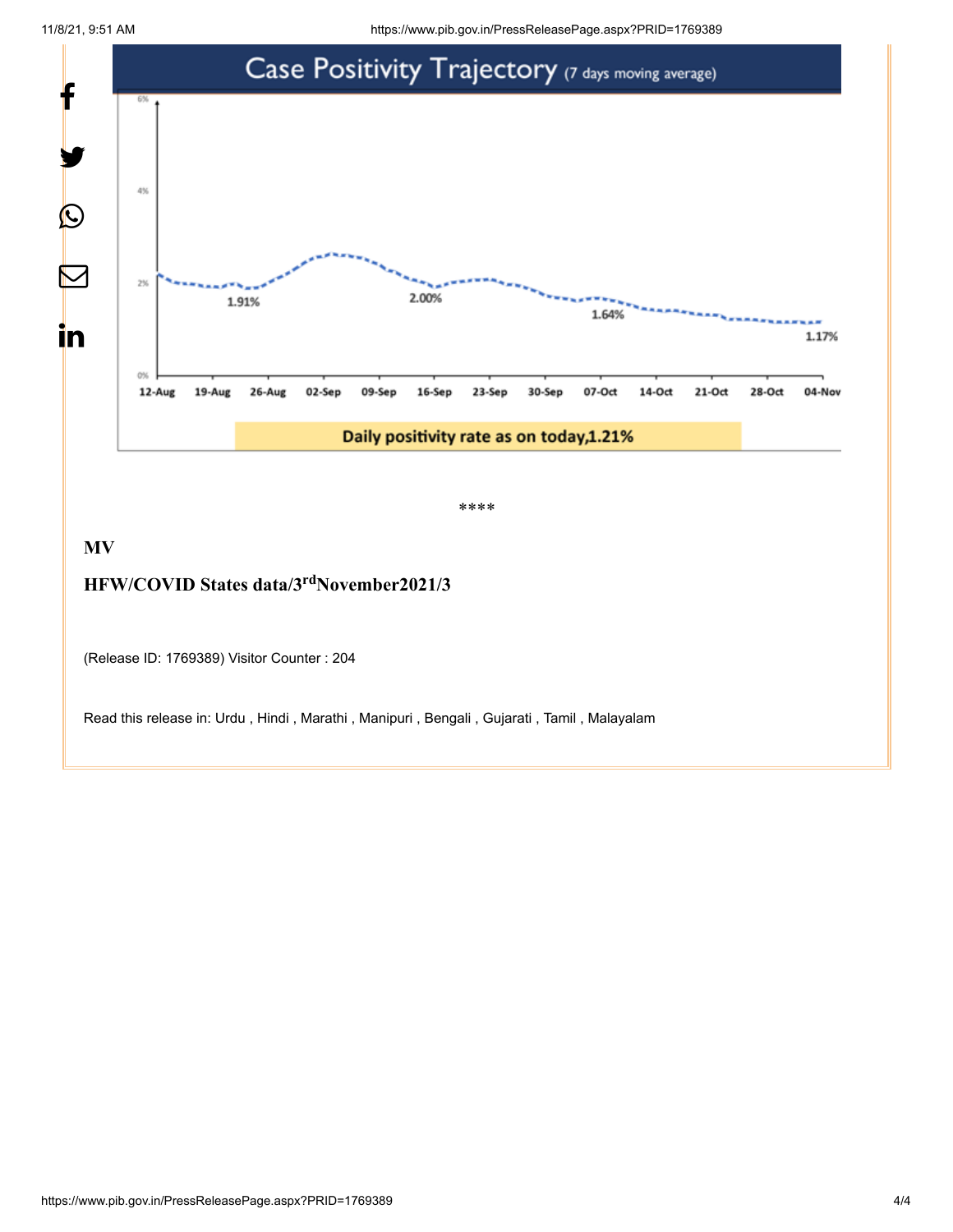Case Positivity Trajectory (7 days moving average)

6%

4%

2%

0%

1.91%

2.00%

1.64%

1.17%

12-Aug 19-Aug 26-Aug 02-Sep 09-Sep 16-Sep 23-Sep 30-Sep 07-Oct 14-Oct 21-Oct 28-Oct 04-Nov

Daily positivity rate as on today,1.21%

****

**MV**

**HFW/COVID States data/3[rd]November2021/3**

(Release ID: 1769389) Visitor Counter : 204

Read this release in: Urdu , Hindi , Marathi , Manipuri , Bengali , Gujarati , Tamil , Malayalam